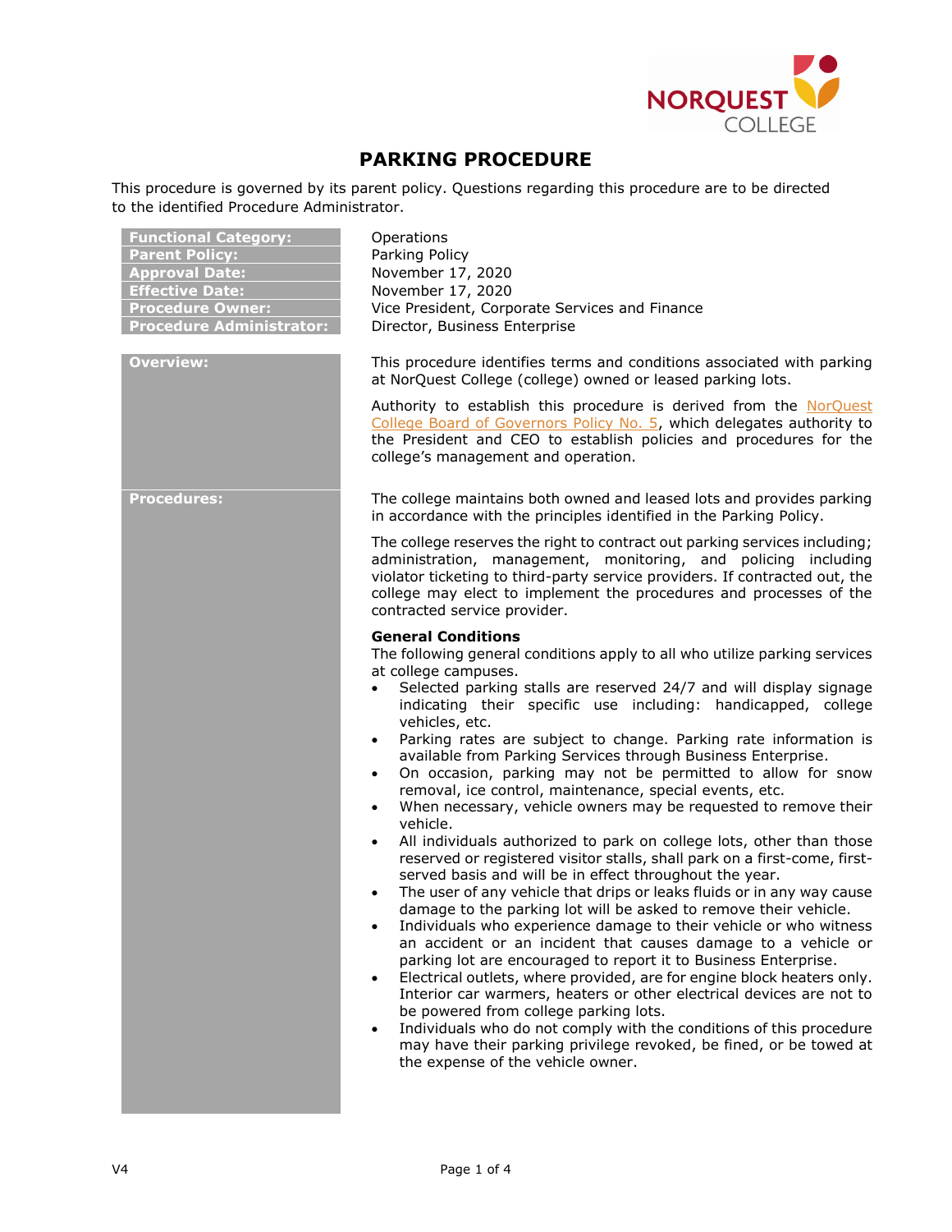# PARKING PROCEDURE

This procedure is governed by its parent policy. Questions regarding this procedure are to be directed to the identified Procedure Administrator.

| | |
|---|---|
| **Functional Category:** | Operations |
| **Parent Policy:** | Parking Policy |
| **Approval Date:** | November 17, 2020 |
| **Effective Date:** | November 17, 2020 |
| **Procedure Owner:** | Vice President, Corporate Services and Finance |
| **Procedure Administrator:** | Director, Business Enterprise |

## Overview:

This procedure identifies terms and conditions associated with parking at NorQuest College (college) owned or leased parking lots.

Authority to establish this procedure is derived from the NorQuest College Board of Governors Policy No. 5, which delegates authority to the President and CEO to establish policies and procedures for the college's management and operation.

## Procedures:

The college maintains both owned and leased lots and provides parking in accordance with the principles identified in the Parking Policy.

The college reserves the right to contract out parking services including; administration, management, monitoring, and policing including violator ticketing to third-party service providers. If contracted out, the college may elect to implement the procedures and processes of the contracted service provider.

**General Conditions**

The following general conditions apply to all who utilize parking services at college campuses.

- Selected parking stalls are reserved 24/7 and will display signage indicating their specific use including: handicapped, college vehicles, etc.
- Parking rates are subject to change. Parking rate information is available from Parking Services through Business Enterprise.
- On occasion, parking may not be permitted to allow for snow removal, ice control, maintenance, special events, etc.
- When necessary, vehicle owners may be requested to remove their vehicle.
- All individuals authorized to park on college lots, other than those reserved or registered visitor stalls, shall park on a first-come, first-served basis and will be in effect throughout the year.
- The user of any vehicle that drips or leaks fluids or in any way cause damage to the parking lot will be asked to remove their vehicle.
- Individuals who experience damage to their vehicle or who witness an accident or an incident that causes damage to a vehicle or parking lot are encouraged to report it to Business Enterprise.
- Electrical outlets, where provided, are for engine block heaters only. Interior car warmers, heaters or other electrical devices are not to be powered from college parking lots.
- Individuals who do not comply with the conditions of this procedure may have their parking privilege revoked, be fined, or be towed at the expense of the vehicle owner.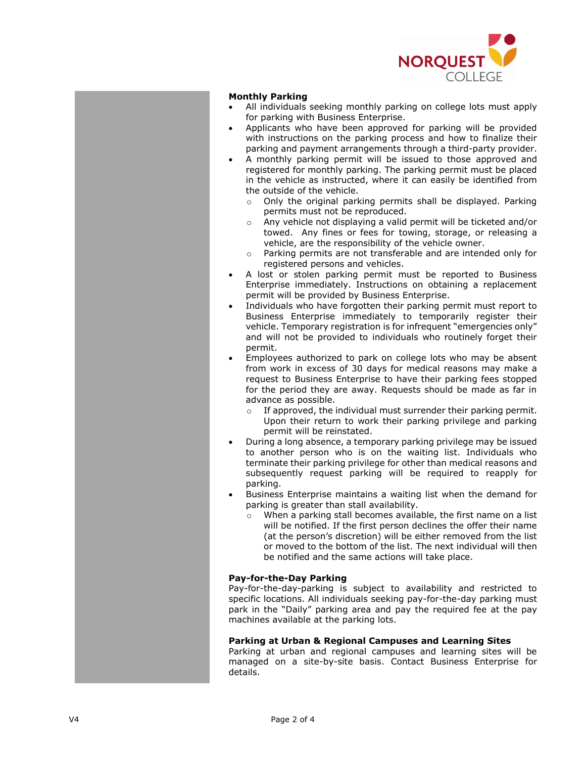**Monthly Parking**

- All individuals seeking monthly parking on college lots must apply for parking with Business Enterprise.
- Applicants who have been approved for parking will be provided with instructions on the parking process and how to finalize their parking and payment arrangements through a third-party provider.
- A monthly parking permit will be issued to those approved and registered for monthly parking. The parking permit must be placed in the vehicle as instructed, where it can easily be identified from the outside of the vehicle.
  - Only the original parking permits shall be displayed. Parking permits must not be reproduced.
  - Any vehicle not displaying a valid permit will be ticketed and/or towed. Any fines or fees for towing, storage, or releasing a vehicle, are the responsibility of the vehicle owner.
  - Parking permits are not transferable and are intended only for registered persons and vehicles.
- A lost or stolen parking permit must be reported to Business Enterprise immediately. Instructions on obtaining a replacement permit will be provided by Business Enterprise.
- Individuals who have forgotten their parking permit must report to Business Enterprise immediately to temporarily register their vehicle. Temporary registration is for infrequent "emergencies only" and will not be provided to individuals who routinely forget their permit.
- Employees authorized to park on college lots who may be absent from work in excess of 30 days for medical reasons may make a request to Business Enterprise to have their parking fees stopped for the period they are away. Requests should be made as far in advance as possible.
  - If approved, the individual must surrender their parking permit. Upon their return to work their parking privilege and parking permit will be reinstated.
- During a long absence, a temporary parking privilege may be issued to another person who is on the waiting list. Individuals who terminate their parking privilege for other than medical reasons and subsequently request parking will be required to reapply for parking.
- Business Enterprise maintains a waiting list when the demand for parking is greater than stall availability.
  - When a parking stall becomes available, the first name on a list will be notified. If the first person declines the offer their name (at the person's discretion) will be either removed from the list or moved to the bottom of the list. The next individual will then be notified and the same actions will take place.

**Pay-for-the-Day Parking**

Pay-for-the-day-parking is subject to availability and restricted to specific locations. All individuals seeking pay-for-the-day parking must park in the "Daily" parking area and pay the required fee at the pay machines available at the parking lots.

**Parking at Urban & Regional Campuses and Learning Sites**

Parking at urban and regional campuses and learning sites will be managed on a site-by-site basis. Contact Business Enterprise for details.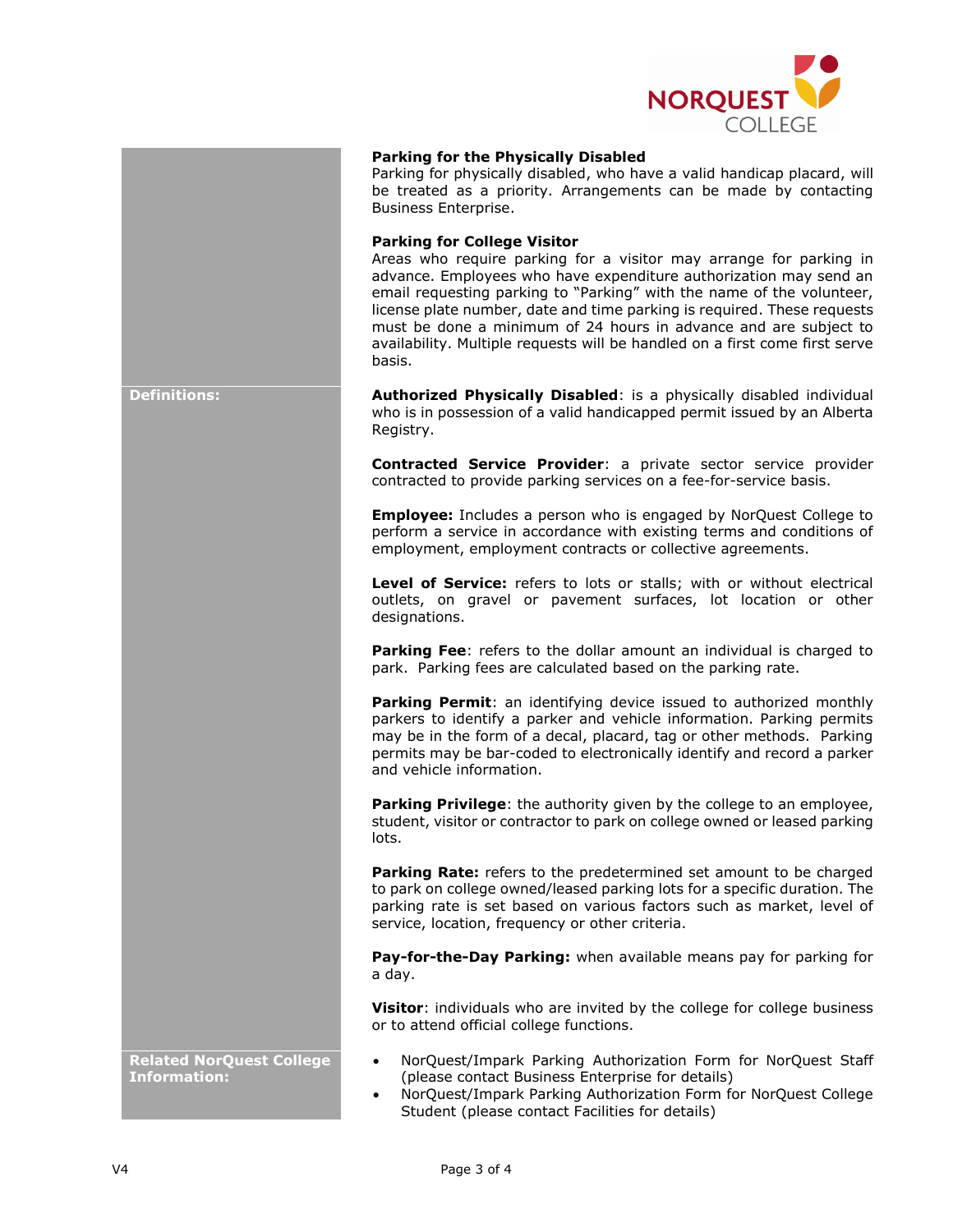**Parking for the Physically Disabled**
Parking for physically disabled, who have a valid handicap placard, will be treated as a priority. Arrangements can be made by contacting Business Enterprise.

**Parking for College Visitor**
Areas who require parking for a visitor may arrange for parking in advance. Employees who have expenditure authorization may send an email requesting parking to "Parking" with the name of the volunteer, license plate number, date and time parking is required. These requests must be done a minimum of 24 hours in advance and are subject to availability. Multiple requests will be handled on a first come first serve basis.

## Definitions:

**Authorized Physically Disabled**: is a physically disabled individual who is in possession of a valid handicapped permit issued by an Alberta Registry.

**Contracted Service Provider**: a private sector service provider contracted to provide parking services on a fee-for-service basis.

**Employee:** Includes a person who is engaged by NorQuest College to perform a service in accordance with existing terms and conditions of employment, employment contracts or collective agreements.

**Level of Service:** refers to lots or stalls; with or without electrical outlets, on gravel or pavement surfaces, lot location or other designations.

**Parking Fee**: refers to the dollar amount an individual is charged to park. Parking fees are calculated based on the parking rate.

**Parking Permit**: an identifying device issued to authorized monthly parkers to identify a parker and vehicle information. Parking permits may be in the form of a decal, placard, tag or other methods. Parking permits may be bar-coded to electronically identify and record a parker and vehicle information.

**Parking Privilege**: the authority given by the college to an employee, student, visitor or contractor to park on college owned or leased parking lots.

**Parking Rate:** refers to the predetermined set amount to be charged to park on college owned/leased parking lots for a specific duration. The parking rate is set based on various factors such as market, level of service, location, frequency or other criteria.

**Pay-for-the-Day Parking:** when available means pay for parking for a day.

**Visitor**: individuals who are invited by the college for college business or to attend official college functions.

## Related NorQuest College Information:

- NorQuest/Impark Parking Authorization Form for NorQuest Staff (please contact Business Enterprise for details)
- NorQuest/Impark Parking Authorization Form for NorQuest College Student (please contact Facilities for details)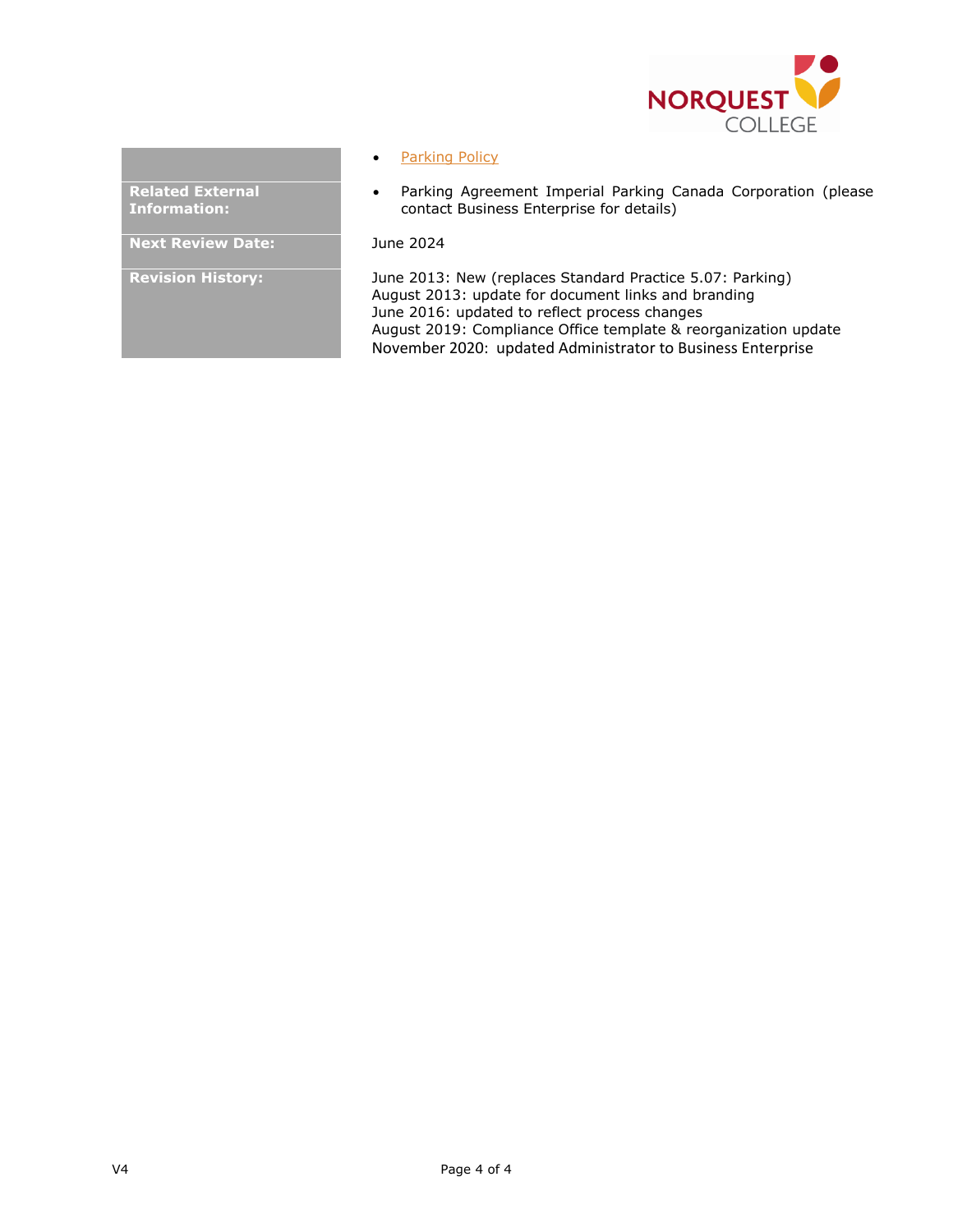| | |
|---|---|
| | • Parking Policy |
| **Related External Information:** | • Parking Agreement Imperial Parking Canada Corporation (please contact Business Enterprise for details) |
| **Next Review Date:** | June 2024 |
| **Revision History:** | June 2013: New (replaces Standard Practice 5.07: Parking)<br>August 2013: update for document links and branding<br>June 2016: updated to reflect process changes<br>August 2019: Compliance Office template & reorganization update<br>November 2020: updated Administrator to Business Enterprise |